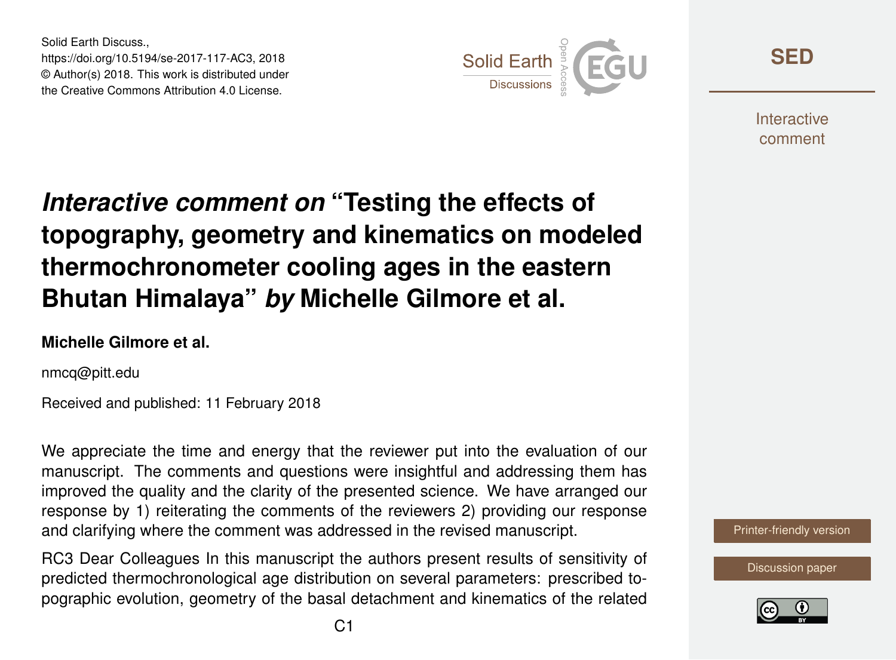Solid Earth Discuss.,
https://doi.org/10.5194/se-2017-117-AC3, 2018
© Author(s) 2018. This work is distributed under
the Creative Commons Attribution 4.0 License.

# *Interactive comment on* "Testing the effects of topography, geometry and kinematics on modeled thermochronometer cooling ages in the eastern Bhutan Himalaya" *by* Michelle Gilmore et al.

**Michelle Gilmore et al.**

nmcq@pitt.edu

Received and published: 11 February 2018

We appreciate the time and energy that the reviewer put into the evaluation of our manuscript. The comments and questions were insightful and addressing them has improved the quality and the clarity of the presented science. We have arranged our response by 1) reiterating the comments of the reviewers 2) providing our response and clarifying where the comment was addressed in the revised manuscript.

RC3 Dear Colleagues In this manuscript the authors present results of sensitivity of predicted thermochronological age distribution on several parameters: prescribed topographic evolution, geometry of the basal detachment and kinematics of the related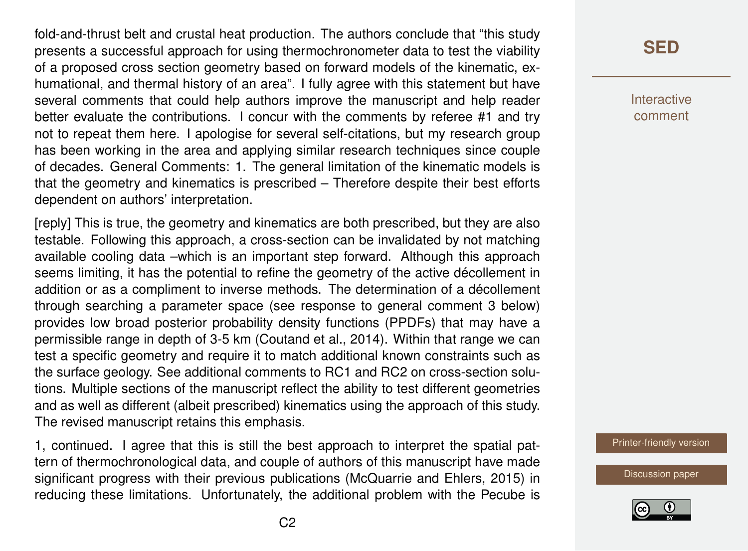fold-and-thrust belt and crustal heat production. The authors conclude that "this study presents a successful approach for using thermochronometer data to test the viability of a proposed cross section geometry based on forward models of the kinematic, exhumational, and thermal history of an area". I fully agree with this statement but have several comments that could help authors improve the manuscript and help reader better evaluate the contributions. I concur with the comments by referee #1 and try not to repeat them here. I apologise for several self-citations, but my research group has been working in the area and applying similar research techniques since couple of decades. General Comments: 1. The general limitation of the kinematic models is that the geometry and kinematics is prescribed – Therefore despite their best efforts dependent on authors' interpretation.

[reply] This is true, the geometry and kinematics are both prescribed, but they are also testable. Following this approach, a cross-section can be invalidated by not matching available cooling data –which is an important step forward. Although this approach seems limiting, it has the potential to refine the geometry of the active décollement in addition or as a compliment to inverse methods. The determination of a décollement through searching a parameter space (see response to general comment 3 below) provides low broad posterior probability density functions (PPDFs) that may have a permissible range in depth of 3-5 km (Coutand et al., 2014). Within that range we can test a specific geometry and require it to match additional known constraints such as the surface geology. See additional comments to RC1 and RC2 on cross-section solutions. Multiple sections of the manuscript reflect the ability to test different geometries and as well as different (albeit prescribed) kinematics using the approach of this study. The revised manuscript retains this emphasis.

1, continued. I agree that this is still the best approach to interpret the spatial pattern of thermochronological data, and couple of authors of this manuscript have made significant progress with their previous publications (McQuarrie and Ehlers, 2015) in reducing these limitations. Unfortunately, the additional problem with the Pecube is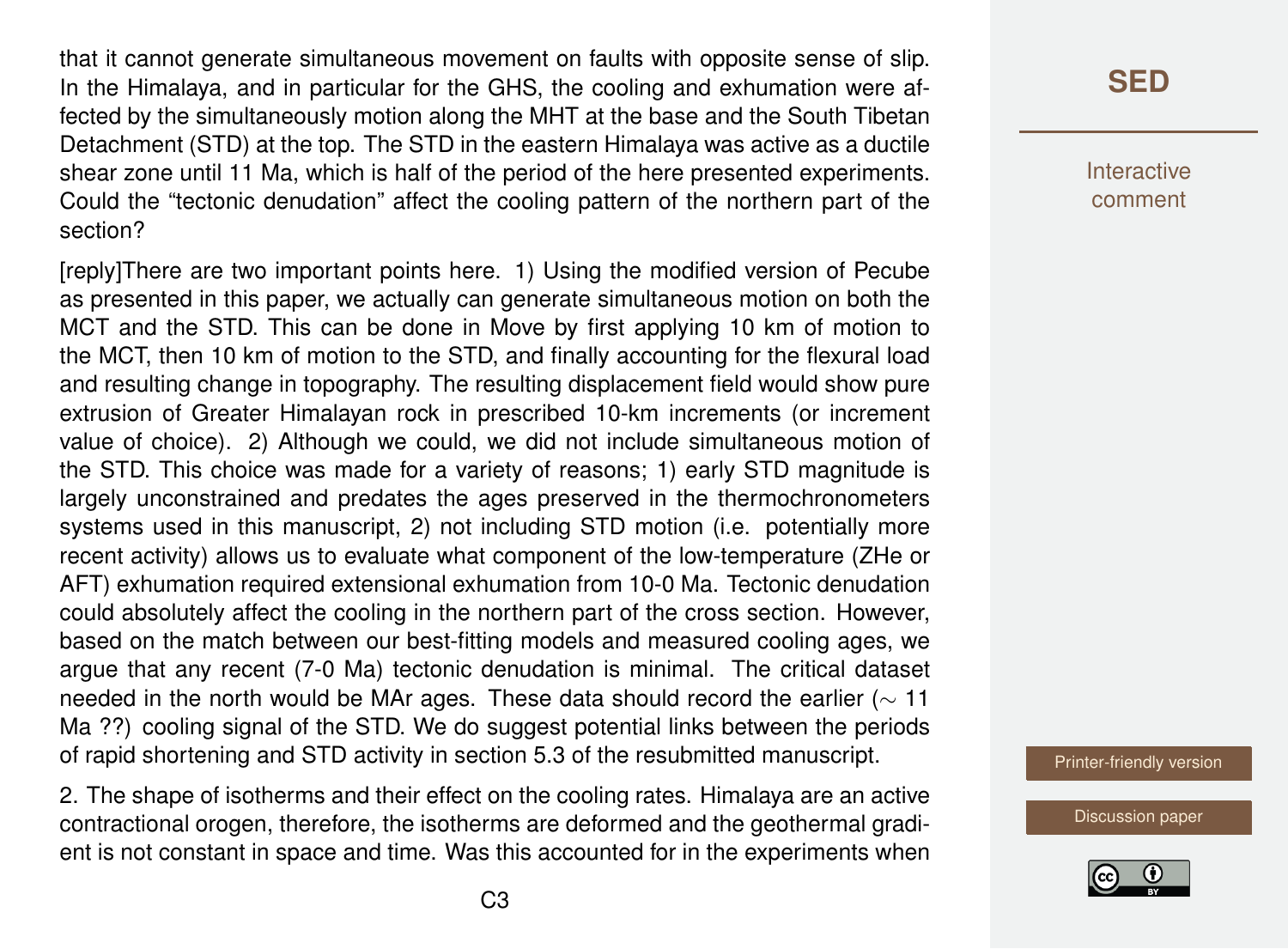that it cannot generate simultaneous movement on faults with opposite sense of slip. In the Himalaya, and in particular for the GHS, the cooling and exhumation were affected by the simultaneously motion along the MHT at the base and the South Tibetan Detachment (STD) at the top. The STD in the eastern Himalaya was active as a ductile shear zone until 11 Ma, which is half of the period of the here presented experiments. Could the "tectonic denudation" affect the cooling pattern of the northern part of the section?

[reply]There are two important points here. 1) Using the modified version of Pecube as presented in this paper, we actually can generate simultaneous motion on both the MCT and the STD. This can be done in Move by first applying 10 km of motion to the MCT, then 10 km of motion to the STD, and finally accounting for the flexural load and resulting change in topography. The resulting displacement field would show pure extrusion of Greater Himalayan rock in prescribed 10-km increments (or increment value of choice). 2) Although we could, we did not include simultaneous motion of the STD. This choice was made for a variety of reasons; 1) early STD magnitude is largely unconstrained and predates the ages preserved in the thermochronometers systems used in this manuscript, 2) not including STD motion (i.e. potentially more recent activity) allows us to evaluate what component of the low-temperature (ZHe or AFT) exhumation required extensional exhumation from 10-0 Ma. Tectonic denudation could absolutely affect the cooling in the northern part of the cross section. However, based on the match between our best-fitting models and measured cooling ages, we argue that any recent (7-0 Ma) tectonic denudation is minimal. The critical dataset needed in the north would be MAr ages. These data should record the earlier ($\sim$ 11 Ma ??) cooling signal of the STD. We do suggest potential links between the periods of rapid shortening and STD activity in section 5.3 of the resubmitted manuscript.

2. The shape of isotherms and their effect on the cooling rates. Himalaya are an active contractional orogen, therefore, the isotherms are deformed and the geothermal gradient is not constant in space and time. Was this accounted for in the experiments when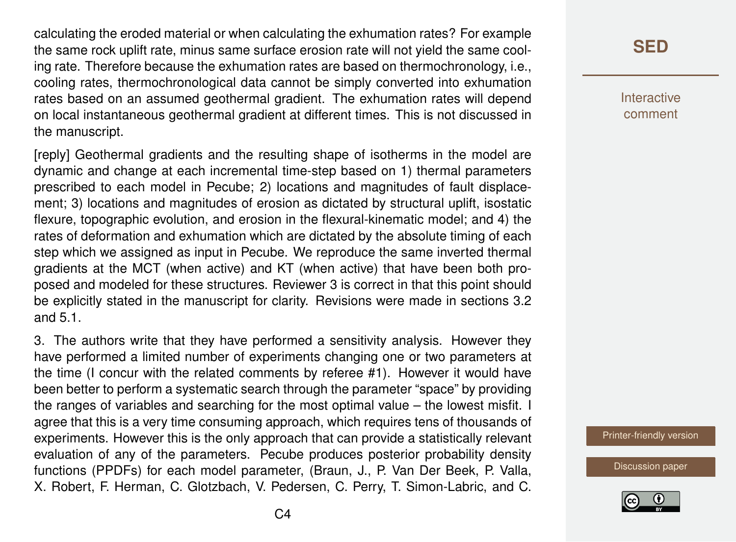calculating the eroded material or when calculating the exhumation rates? For example the same rock uplift rate, minus same surface erosion rate will not yield the same cooling rate. Therefore because the exhumation rates are based on thermochronology, i.e., cooling rates, thermochronological data cannot be simply converted into exhumation rates based on an assumed geothermal gradient. The exhumation rates will depend on local instantaneous geothermal gradient at different times. This is not discussed in the manuscript.

[reply] Geothermal gradients and the resulting shape of isotherms in the model are dynamic and change at each incremental time-step based on 1) thermal parameters prescribed to each model in Pecube; 2) locations and magnitudes of fault displacement; 3) locations and magnitudes of erosion as dictated by structural uplift, isostatic flexure, topographic evolution, and erosion in the flexural-kinematic model; and 4) the rates of deformation and exhumation which are dictated by the absolute timing of each step which we assigned as input in Pecube. We reproduce the same inverted thermal gradients at the MCT (when active) and KT (when active) that have been both proposed and modeled for these structures. Reviewer 3 is correct in that this point should be explicitly stated in the manuscript for clarity. Revisions were made in sections 3.2 and 5.1.

3. The authors write that they have performed a sensitivity analysis. However they have performed a limited number of experiments changing one or two parameters at the time (I concur with the related comments by referee #1). However it would have been better to perform a systematic search through the parameter "space" by providing the ranges of variables and searching for the most optimal value – the lowest misfit. I agree that this is a very time consuming approach, which requires tens of thousands of experiments. However this is the only approach that can provide a statistically relevant evaluation of any of the parameters. Pecube produces posterior probability density functions (PPDFs) for each model parameter, (Braun, J., P. Van Der Beek, P. Valla, X. Robert, F. Herman, C. Glotzbach, V. Pedersen, C. Perry, T. Simon-Labric, and C.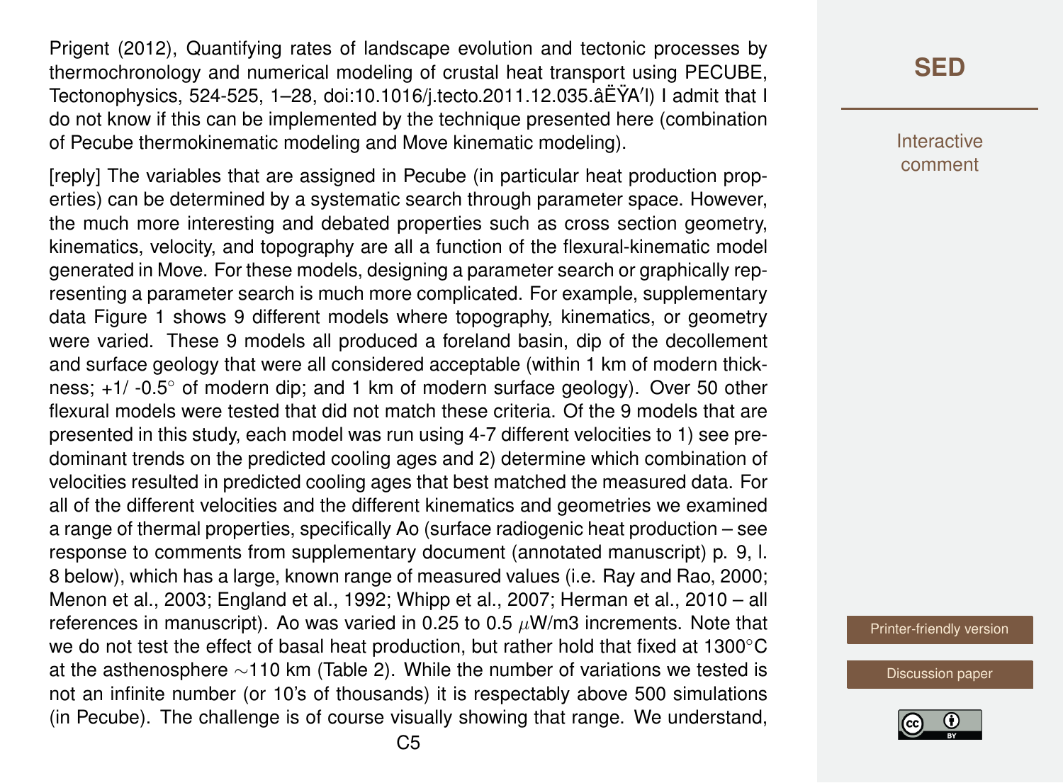Prigent (2012), Quantifying rates of landscape evolution and tectonic processes by thermochronology and numerical modeling of crustal heat transport using PECUBE, Tectonophysics, 524-525, 1–28, doi:10.1016/j.tecto.2011.12.035.âËŸA′I) I admit that I do not know if this can be implemented by the technique presented here (combination of Pecube thermokinematic modeling and Move kinematic modeling).

[reply] The variables that are assigned in Pecube (in particular heat production properties) can be determined by a systematic search through parameter space. However, the much more interesting and debated properties such as cross section geometry, kinematics, velocity, and topography are all a function of the flexural-kinematic model generated in Move. For these models, designing a parameter search or graphically representing a parameter search is much more complicated. For example, supplementary data Figure 1 shows 9 different models where topography, kinematics, or geometry were varied. These 9 models all produced a foreland basin, dip of the decollement and surface geology that were all considered acceptable (within 1 km of modern thickness; +1/ -0.5° of modern dip; and 1 km of modern surface geology). Over 50 other flexural models were tested that did not match these criteria. Of the 9 models that are presented in this study, each model was run using 4-7 different velocities to 1) see predominant trends on the predicted cooling ages and 2) determine which combination of velocities resulted in predicted cooling ages that best matched the measured data. For all of the different velocities and the different kinematics and geometries we examined a range of thermal properties, specifically Ao (surface radiogenic heat production – see response to comments from supplementary document (annotated manuscript) p. 9, l. 8 below), which has a large, known range of measured values (i.e. Ray and Rao, 2000; Menon et al., 2003; England et al., 1992; Whipp et al., 2007; Herman et al., 2010 – all references in manuscript). Ao was varied in 0.25 to 0.5 $\mu$W/m3 increments. Note that we do not test the effect of basal heat production, but rather hold that fixed at 1300°C at the asthenosphere ~110 km (Table 2). While the number of variations we tested is not an infinite number (or 10's of thousands) it is respectably above 500 simulations (in Pecube). The challenge is of course visually showing that range. We understand,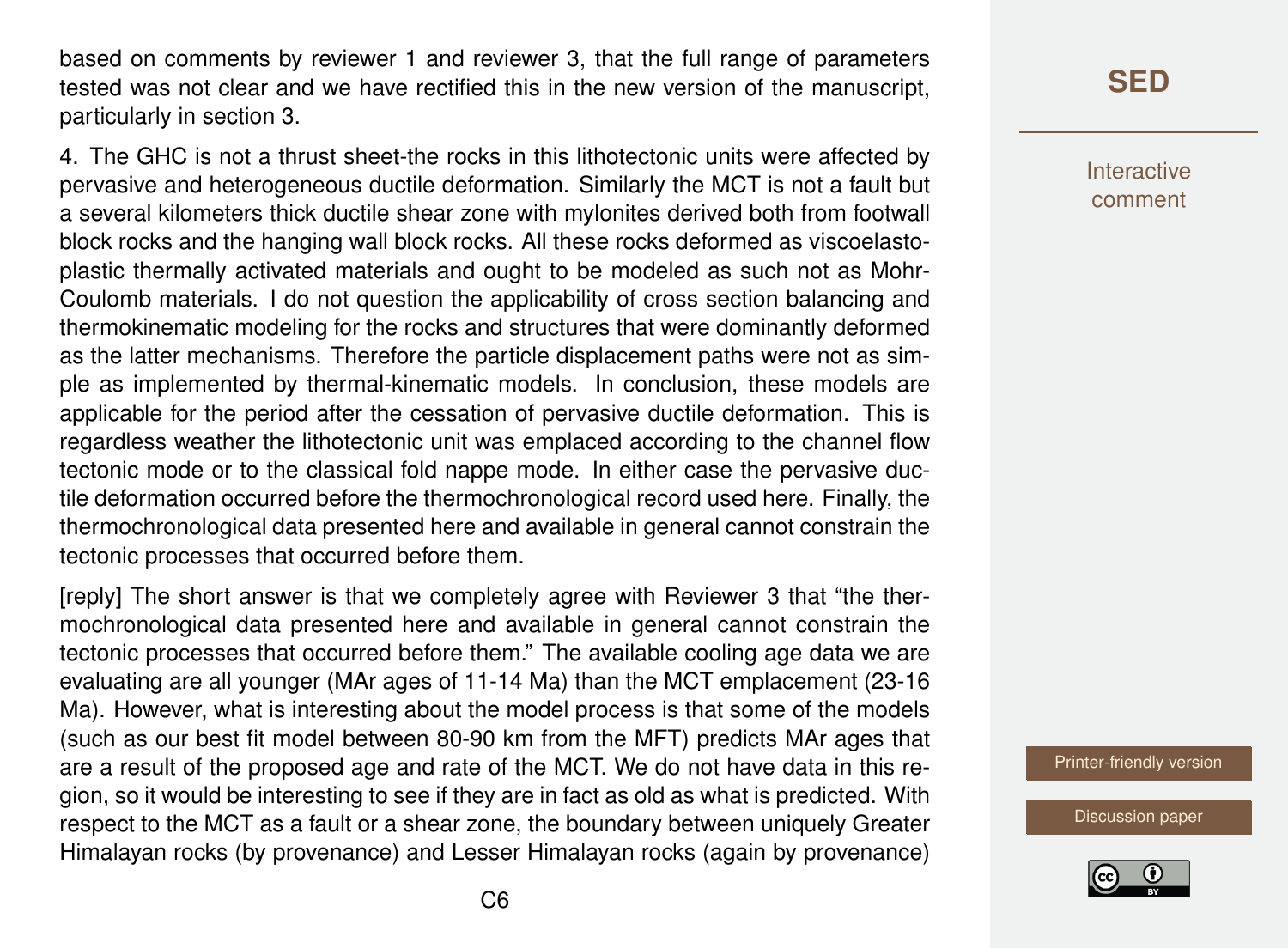based on comments by reviewer 1 and reviewer 3, that the full range of parameters tested was not clear and we have rectified this in the new version of the manuscript, particularly in section 3.

4. The GHC is not a thrust sheet-the rocks in this lithotectonic units were affected by pervasive and heterogeneous ductile deformation. Similarly the MCT is not a fault but a several kilometers thick ductile shear zone with mylonites derived both from footwall block rocks and the hanging wall block rocks. All these rocks deformed as viscoelastoplastic thermally activated materials and ought to be modeled as such not as Mohr-Coulomb materials. I do not question the applicability of cross section balancing and thermokinematic modeling for the rocks and structures that were dominantly deformed as the latter mechanisms. Therefore the particle displacement paths were not as simple as implemented by thermal-kinematic models. In conclusion, these models are applicable for the period after the cessation of pervasive ductile deformation. This is regardless weather the lithotectonic unit was emplaced according to the channel flow tectonic mode or to the classical fold nappe mode. In either case the pervasive ductile deformation occurred before the thermochronological record used here. Finally, the thermochronological data presented here and available in general cannot constrain the tectonic processes that occurred before them.

[reply] The short answer is that we completely agree with Reviewer 3 that "the thermochronological data presented here and available in general cannot constrain the tectonic processes that occurred before them." The available cooling age data we are evaluating are all younger (MAr ages of 11-14 Ma) than the MCT emplacement (23-16 Ma). However, what is interesting about the model process is that some of the models (such as our best fit model between 80-90 km from the MFT) predicts MAr ages that are a result of the proposed age and rate of the MCT. We do not have data in this region, so it would be interesting to see if they are in fact as old as what is predicted. With respect to the MCT as a fault or a shear zone, the boundary between uniquely Greater Himalayan rocks (by provenance) and Lesser Himalayan rocks (again by provenance)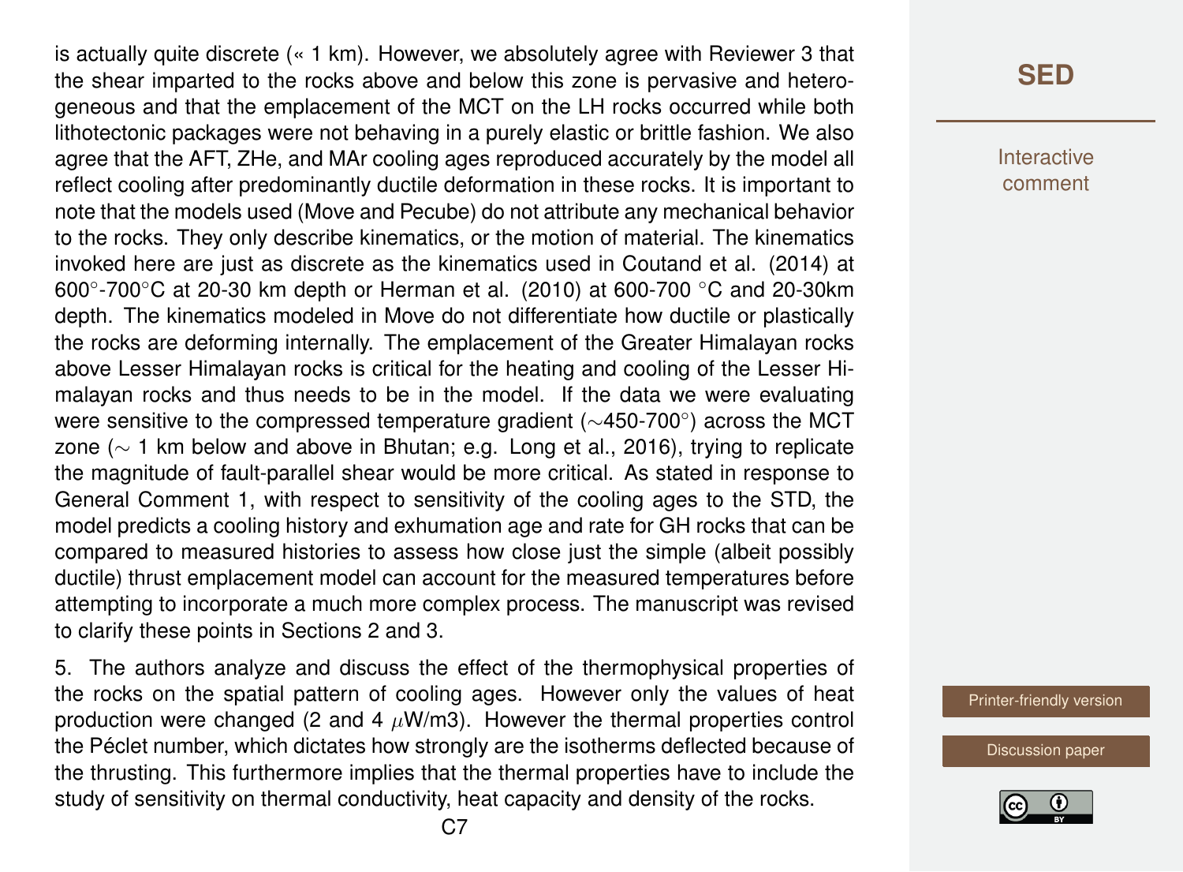is actually quite discrete (« 1 km). However, we absolutely agree with Reviewer 3 that the shear imparted to the rocks above and below this zone is pervasive and heterogeneous and that the emplacement of the MCT on the LH rocks occurred while both lithotectonic packages were not behaving in a purely elastic or brittle fashion. We also agree that the AFT, ZHe, and MAr cooling ages reproduced accurately by the model all reflect cooling after predominantly ductile deformation in these rocks. It is important to note that the models used (Move and Pecube) do not attribute any mechanical behavior to the rocks. They only describe kinematics, or the motion of material. The kinematics invoked here are just as discrete as the kinematics used in Coutand et al. (2014) at 600°-700°C at 20-30 km depth or Herman et al. (2010) at 600-700 °C and 20-30km depth. The kinematics modeled in Move do not differentiate how ductile or plastically the rocks are deforming internally. The emplacement of the Greater Himalayan rocks above Lesser Himalayan rocks is critical for the heating and cooling of the Lesser Himalayan rocks and thus needs to be in the model. If the data we were evaluating were sensitive to the compressed temperature gradient (∼450-700°) across the MCT zone (∼ 1 km below and above in Bhutan; e.g. Long et al., 2016), trying to replicate the magnitude of fault-parallel shear would be more critical. As stated in response to General Comment 1, with respect to sensitivity of the cooling ages to the STD, the model predicts a cooling history and exhumation age and rate for GH rocks that can be compared to measured histories to assess how close just the simple (albeit possibly ductile) thrust emplacement model can account for the measured temperatures before attempting to incorporate a much more complex process. The manuscript was revised to clarify these points in Sections 2 and 3.

5. The authors analyze and discuss the effect of the thermophysical properties of the rocks on the spatial pattern of cooling ages. However only the values of heat production were changed (2 and 4 $\mu$W/m3). However the thermal properties control the Péclet number, which dictates how strongly are the isotherms deflected because of the thrusting. This furthermore implies that the thermal properties have to include the study of sensitivity on thermal conductivity, heat capacity and density of the rocks.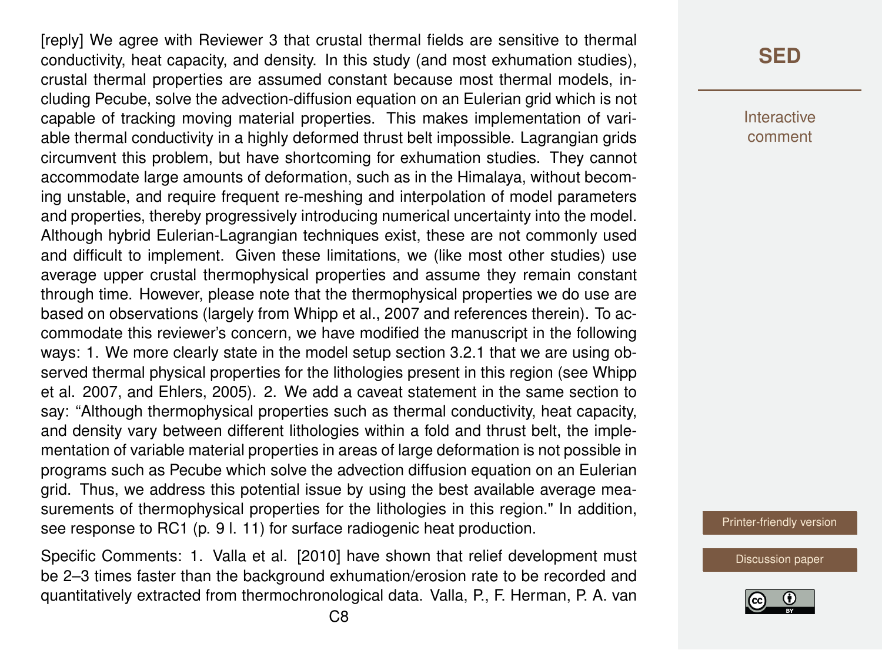[reply] We agree with Reviewer 3 that crustal thermal fields are sensitive to thermal conductivity, heat capacity, and density. In this study (and most exhumation studies), crustal thermal properties are assumed constant because most thermal models, including Pecube, solve the advection-diffusion equation on an Eulerian grid which is not capable of tracking moving material properties. This makes implementation of variable thermal conductivity in a highly deformed thrust belt impossible. Lagrangian grids circumvent this problem, but have shortcoming for exhumation studies. They cannot accommodate large amounts of deformation, such as in the Himalaya, without becoming unstable, and require frequent re-meshing and interpolation of model parameters and properties, thereby progressively introducing numerical uncertainty into the model. Although hybrid Eulerian-Lagrangian techniques exist, these are not commonly used and difficult to implement. Given these limitations, we (like most other studies) use average upper crustal thermophysical properties and assume they remain constant through time. However, please note that the thermophysical properties we do use are based on observations (largely from Whipp et al., 2007 and references therein). To accommodate this reviewer's concern, we have modified the manuscript in the following ways: 1. We more clearly state in the model setup section 3.2.1 that we are using observed thermal physical properties for the lithologies present in this region (see Whipp et al. 2007, and Ehlers, 2005). 2. We add a caveat statement in the same section to say: "Although thermophysical properties such as thermal conductivity, heat capacity, and density vary between different lithologies within a fold and thrust belt, the implementation of variable material properties in areas of large deformation is not possible in programs such as Pecube which solve the advection diffusion equation on an Eulerian grid. Thus, we address this potential issue by using the best available average measurements of thermophysical properties for the lithologies in this region." In addition, see response to RC1 (p. 9 l. 11) for surface radiogenic heat production.

Specific Comments: 1. Valla et al. [2010] have shown that relief development must be 2–3 times faster than the background exhumation/erosion rate to be recorded and quantitatively extracted from thermochronological data. Valla, P., F. Herman, P. A. van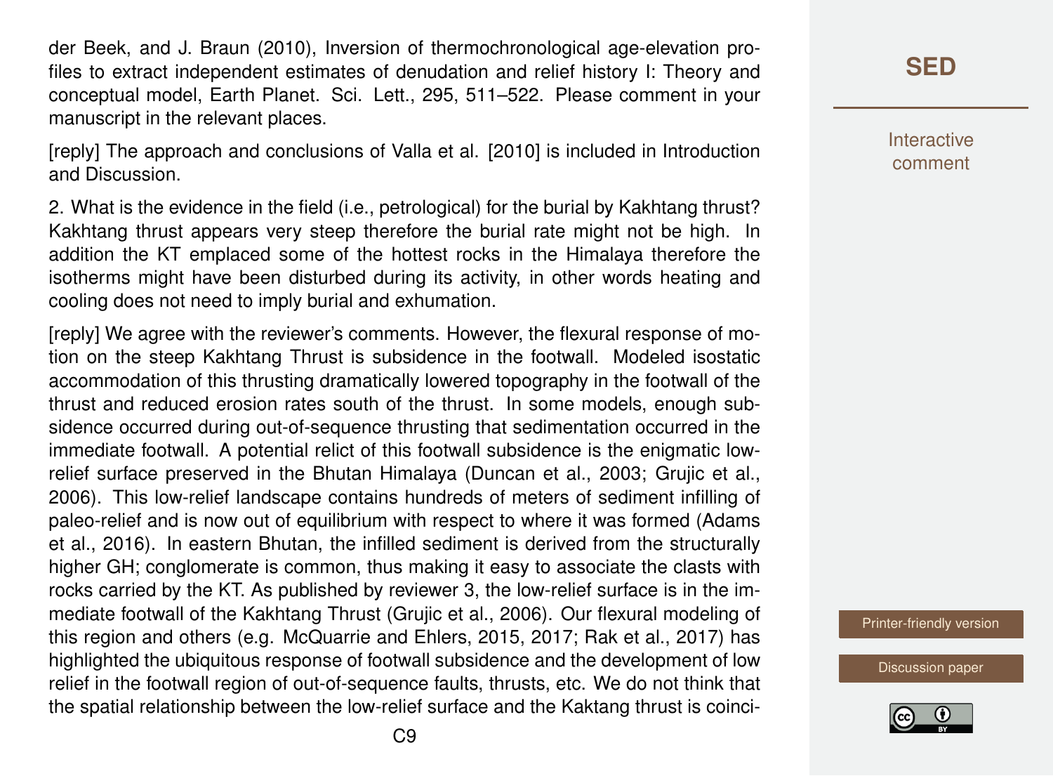der Beek, and J. Braun (2010), Inversion of thermochronological age-elevation profiles to extract independent estimates of denudation and relief history I: Theory and conceptual model, Earth Planet. Sci. Lett., 295, 511–522. Please comment in your manuscript in the relevant places.

[reply] The approach and conclusions of Valla et al. [2010] is included in Introduction and Discussion.

2. What is the evidence in the field (i.e., petrological) for the burial by Kakhtang thrust? Kakhtang thrust appears very steep therefore the burial rate might not be high. In addition the KT emplaced some of the hottest rocks in the Himalaya therefore the isotherms might have been disturbed during its activity, in other words heating and cooling does not need to imply burial and exhumation.

[reply] We agree with the reviewer's comments. However, the flexural response of motion on the steep Kakhtang Thrust is subsidence in the footwall. Modeled isostatic accommodation of this thrusting dramatically lowered topography in the footwall of the thrust and reduced erosion rates south of the thrust. In some models, enough subsidence occurred during out-of-sequence thrusting that sedimentation occurred in the immediate footwall. A potential relict of this footwall subsidence is the enigmatic low-relief surface preserved in the Bhutan Himalaya (Duncan et al., 2003; Grujic et al., 2006). This low-relief landscape contains hundreds of meters of sediment infilling of paleo-relief and is now out of equilibrium with respect to where it was formed (Adams et al., 2016). In eastern Bhutan, the infilled sediment is derived from the structurally higher GH; conglomerate is common, thus making it easy to associate the clasts with rocks carried by the KT. As published by reviewer 3, the low-relief surface is in the immediate footwall of the Kakhtang Thrust (Grujic et al., 2006). Our flexural modeling of this region and others (e.g. McQuarrie and Ehlers, 2015, 2017; Rak et al., 2017) has highlighted the ubiquitous response of footwall subsidence and the development of low relief in the footwall region of out-of-sequence faults, thrusts, etc. We do not think that the spatial relationship between the low-relief surface and the Kaktang thrust is coinci-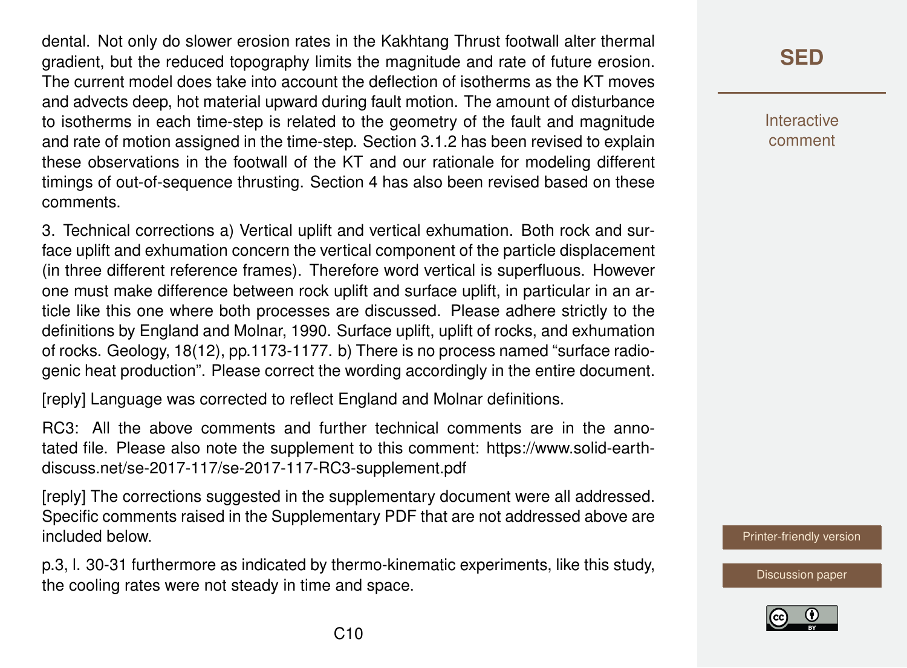dental. Not only do slower erosion rates in the Kakhtang Thrust footwall alter thermal gradient, but the reduced topography limits the magnitude and rate of future erosion. The current model does take into account the deflection of isotherms as the KT moves and advects deep, hot material upward during fault motion. The amount of disturbance to isotherms in each time-step is related to the geometry of the fault and magnitude and rate of motion assigned in the time-step. Section 3.1.2 has been revised to explain these observations in the footwall of the KT and our rationale for modeling different timings of out-of-sequence thrusting. Section 4 has also been revised based on these comments.

3. Technical corrections a) Vertical uplift and vertical exhumation. Both rock and surface uplift and exhumation concern the vertical component of the particle displacement (in three different reference frames). Therefore word vertical is superfluous. However one must make difference between rock uplift and surface uplift, in particular in an article like this one where both processes are discussed. Please adhere strictly to the definitions by England and Molnar, 1990. Surface uplift, uplift of rocks, and exhumation of rocks. Geology, 18(12), pp.1173-1177. b) There is no process named "surface radiogenic heat production". Please correct the wording accordingly in the entire document.

[reply] Language was corrected to reflect England and Molnar definitions.

RC3: All the above comments and further technical comments are in the annotated file. Please also note the supplement to this comment: https://www.solid-earth-discuss.net/se-2017-117/se-2017-117-RC3-supplement.pdf

[reply] The corrections suggested in the supplementary document were all addressed. Specific comments raised in the Supplementary PDF that are not addressed above are included below.

p.3, l. 30-31 furthermore as indicated by thermo-kinematic experiments, like this study, the cooling rates were not steady in time and space.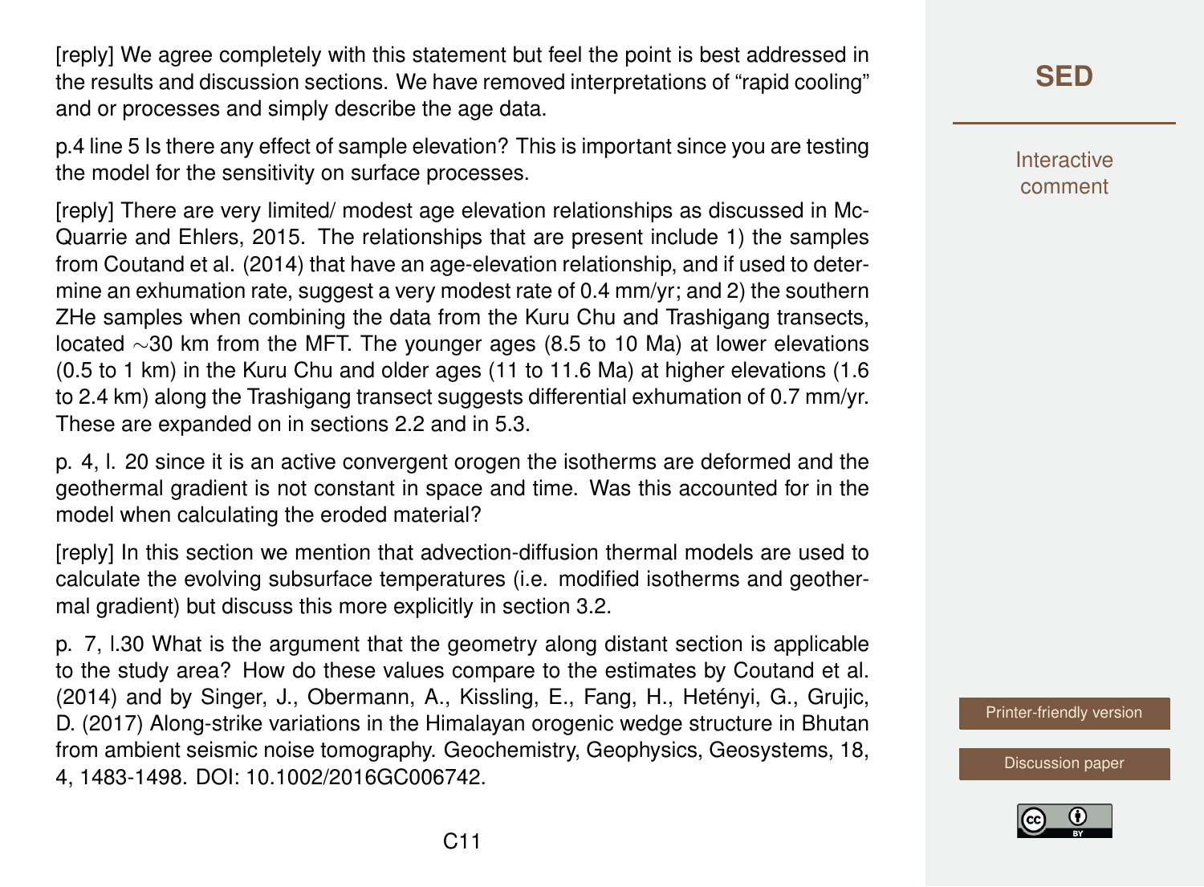[reply] We agree completely with this statement but feel the point is best addressed in the results and discussion sections. We have removed interpretations of "rapid cooling" and or processes and simply describe the age data.

p.4 line 5 Is there any effect of sample elevation? This is important since you are testing the model for the sensitivity on surface processes.

[reply] There are very limited/ modest age elevation relationships as discussed in McQuarrie and Ehlers, 2015. The relationships that are present include 1) the samples from Coutand et al. (2014) that have an age-elevation relationship, and if used to determine an exhumation rate, suggest a very modest rate of 0.4 mm/yr; and 2) the southern ZHe samples when combining the data from the Kuru Chu and Trashigang transects, located ~30 km from the MFT. The younger ages (8.5 to 10 Ma) at lower elevations (0.5 to 1 km) in the Kuru Chu and older ages (11 to 11.6 Ma) at higher elevations (1.6 to 2.4 km) along the Trashigang transect suggests differential exhumation of 0.7 mm/yr. These are expanded on in sections 2.2 and in 5.3.

p. 4, l. 20 since it is an active convergent orogen the isotherms are deformed and the geothermal gradient is not constant in space and time. Was this accounted for in the model when calculating the eroded material?

[reply] In this section we mention that advection-diffusion thermal models are used to calculate the evolving subsurface temperatures (i.e. modified isotherms and geothermal gradient) but discuss this more explicitly in section 3.2.

p. 7, l.30 What is the argument that the geometry along distant section is applicable to the study area? How do these values compare to the estimates by Coutand et al. (2014) and by Singer, J., Obermann, A., Kissling, E., Fang, H., Hetényi, G., Grujic, D. (2017) Along-strike variations in the Himalayan orogenic wedge structure in Bhutan from ambient seismic noise tomography. Geochemistry, Geophysics, Geosystems, 18, 4, 1483-1498. DOI: 10.1002/2016GC006742.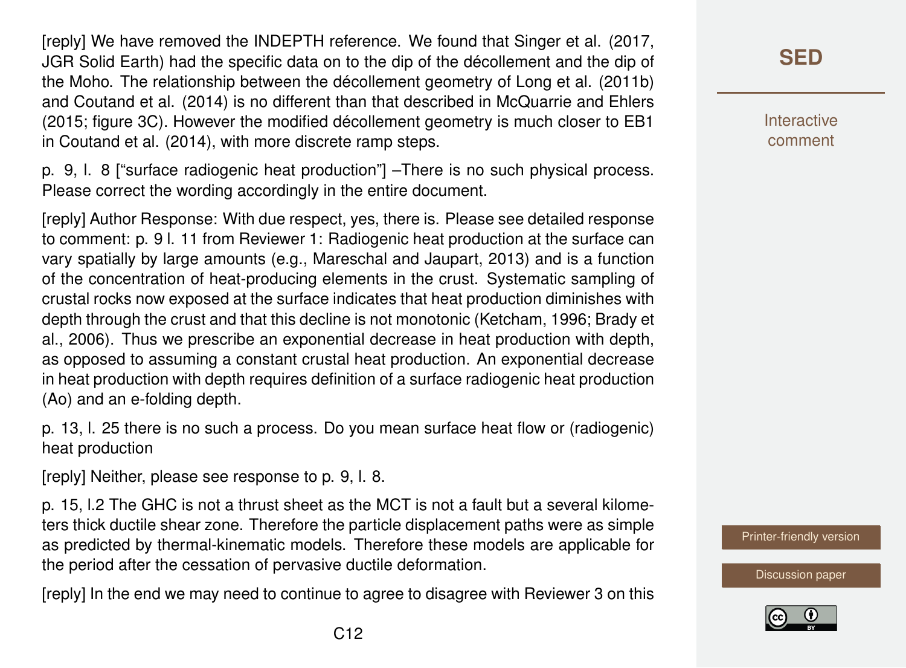[reply] We have removed the INDEPTH reference. We found that Singer et al. (2017, JGR Solid Earth) had the specific data on to the dip of the décollement and the dip of the Moho. The relationship between the décollement geometry of Long et al. (2011b) and Coutand et al. (2014) is no different than that described in McQuarrie and Ehlers (2015; figure 3C). However the modified décollement geometry is much closer to EB1 in Coutand et al. (2014), with more discrete ramp steps.

p. 9, l. 8 ["surface radiogenic heat production"] –There is no such physical process. Please correct the wording accordingly in the entire document.

[reply] Author Response: With due respect, yes, there is. Please see detailed response to comment: p. 9 l. 11 from Reviewer 1: Radiogenic heat production at the surface can vary spatially by large amounts (e.g., Mareschal and Jaupart, 2013) and is a function of the concentration of heat-producing elements in the crust. Systematic sampling of crustal rocks now exposed at the surface indicates that heat production diminishes with depth through the crust and that this decline is not monotonic (Ketcham, 1996; Brady et al., 2006). Thus we prescribe an exponential decrease in heat production with depth, as opposed to assuming a constant crustal heat production. An exponential decrease in heat production with depth requires definition of a surface radiogenic heat production (Ao) and an e-folding depth.

p. 13, l. 25 there is no such a process. Do you mean surface heat flow or (radiogenic) heat production

[reply] Neither, please see response to p. 9, l. 8.

p. 15, l.2 The GHC is not a thrust sheet as the MCT is not a fault but a several kilometers thick ductile shear zone. Therefore the particle displacement paths were as simple as predicted by thermal-kinematic models. Therefore these models are applicable for the period after the cessation of pervasive ductile deformation.

[reply] In the end we may need to continue to agree to disagree with Reviewer 3 on this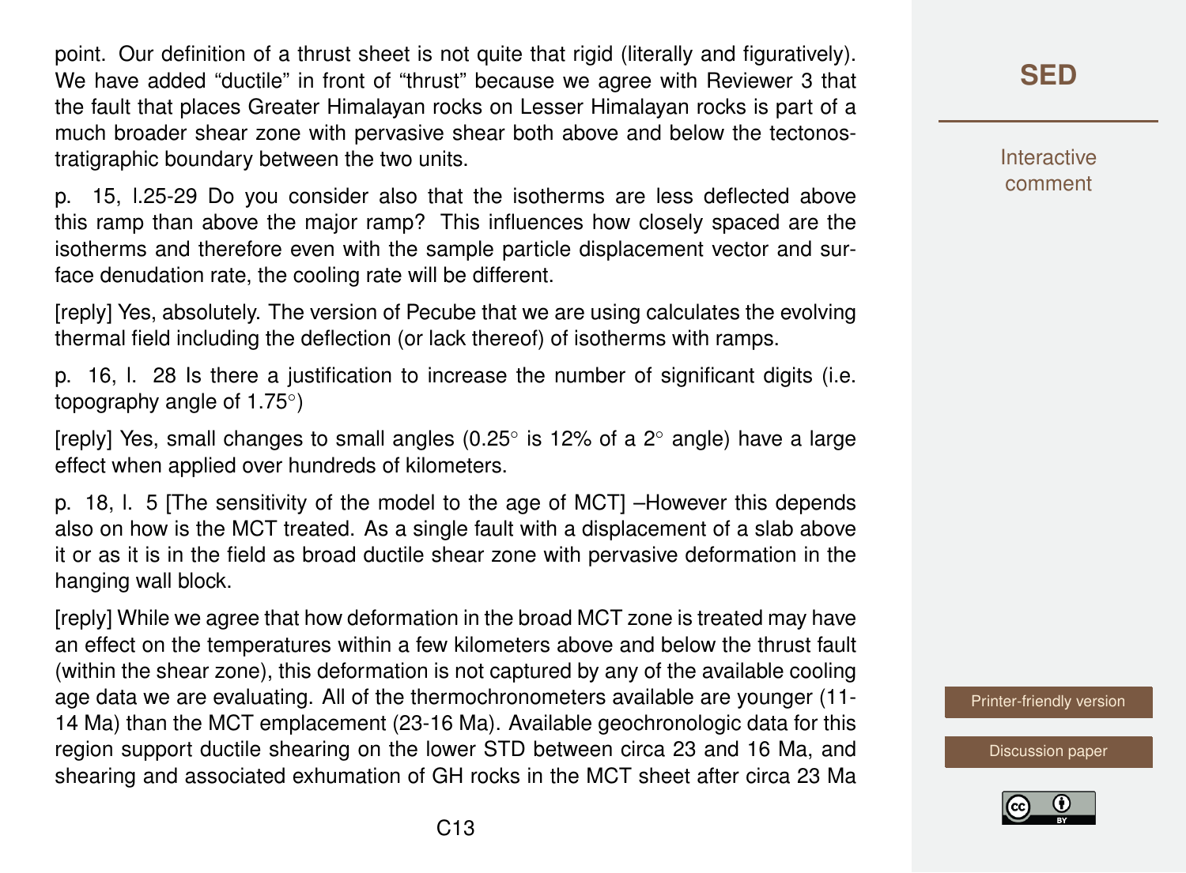point. Our definition of a thrust sheet is not quite that rigid (literally and figuratively). We have added "ductile" in front of "thrust" because we agree with Reviewer 3 that the fault that places Greater Himalayan rocks on Lesser Himalayan rocks is part of a much broader shear zone with pervasive shear both above and below the tectonostratigraphic boundary between the two units.

p. 15, l.25-29 Do you consider also that the isotherms are less deflected above this ramp than above the major ramp? This influences how closely spaced are the isotherms and therefore even with the sample particle displacement vector and surface denudation rate, the cooling rate will be different.

[reply] Yes, absolutely. The version of Pecube that we are using calculates the evolving thermal field including the deflection (or lack thereof) of isotherms with ramps.

p. 16, l. 28 Is there a justification to increase the number of significant digits (i.e. topography angle of 1.75°)

[reply] Yes, small changes to small angles (0.25° is 12% of a 2° angle) have a large effect when applied over hundreds of kilometers.

p. 18, l. 5 [The sensitivity of the model to the age of MCT] –However this depends also on how is the MCT treated. As a single fault with a displacement of a slab above it or as it is in the field as broad ductile shear zone with pervasive deformation in the hanging wall block.

[reply] While we agree that how deformation in the broad MCT zone is treated may have an effect on the temperatures within a few kilometers above and below the thrust fault (within the shear zone), this deformation is not captured by any of the available cooling age data we are evaluating. All of the thermochronometers available are younger (11-14 Ma) than the MCT emplacement (23-16 Ma). Available geochronologic data for this region support ductile shearing on the lower STD between circa 23 and 16 Ma, and shearing and associated exhumation of GH rocks in the MCT sheet after circa 23 Ma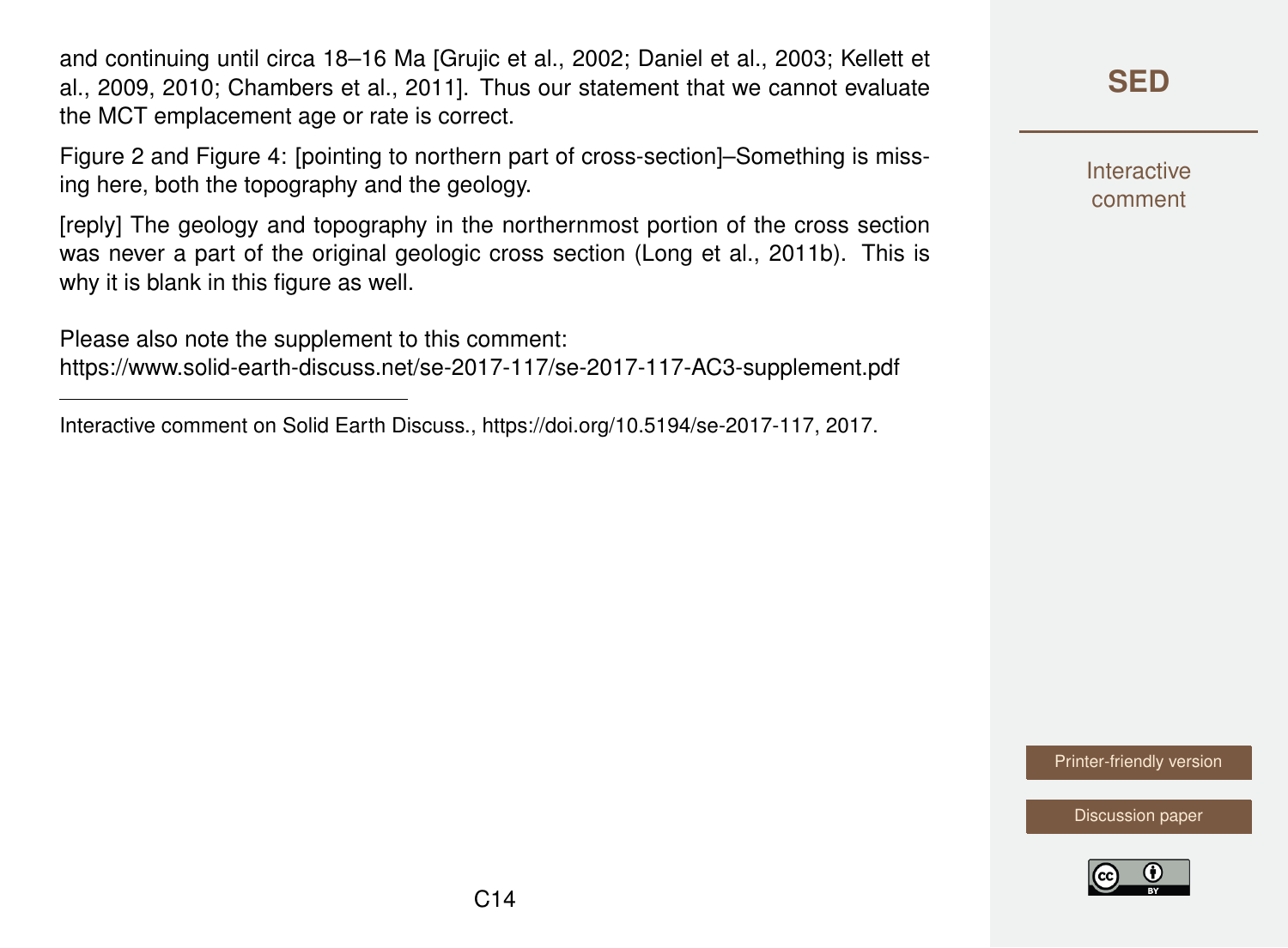and continuing until circa 18–16 Ma [Grujic et al., 2002; Daniel et al., 2003; Kellett et al., 2009, 2010; Chambers et al., 2011]. Thus our statement that we cannot evaluate the MCT emplacement age or rate is correct.

Figure 2 and Figure 4: [pointing to northern part of cross-section]–Something is missing here, both the topography and the geology.

[reply] The geology and topography in the northernmost portion of the cross section was never a part of the original geologic cross section (Long et al., 2011b). This is why it is blank in this figure as well.

Please also note the supplement to this comment:
https://www.solid-earth-discuss.net/se-2017-117/se-2017-117-AC3-supplement.pdf

---

Interactive comment on Solid Earth Discuss., https://doi.org/10.5194/se-2017-117, 2017.